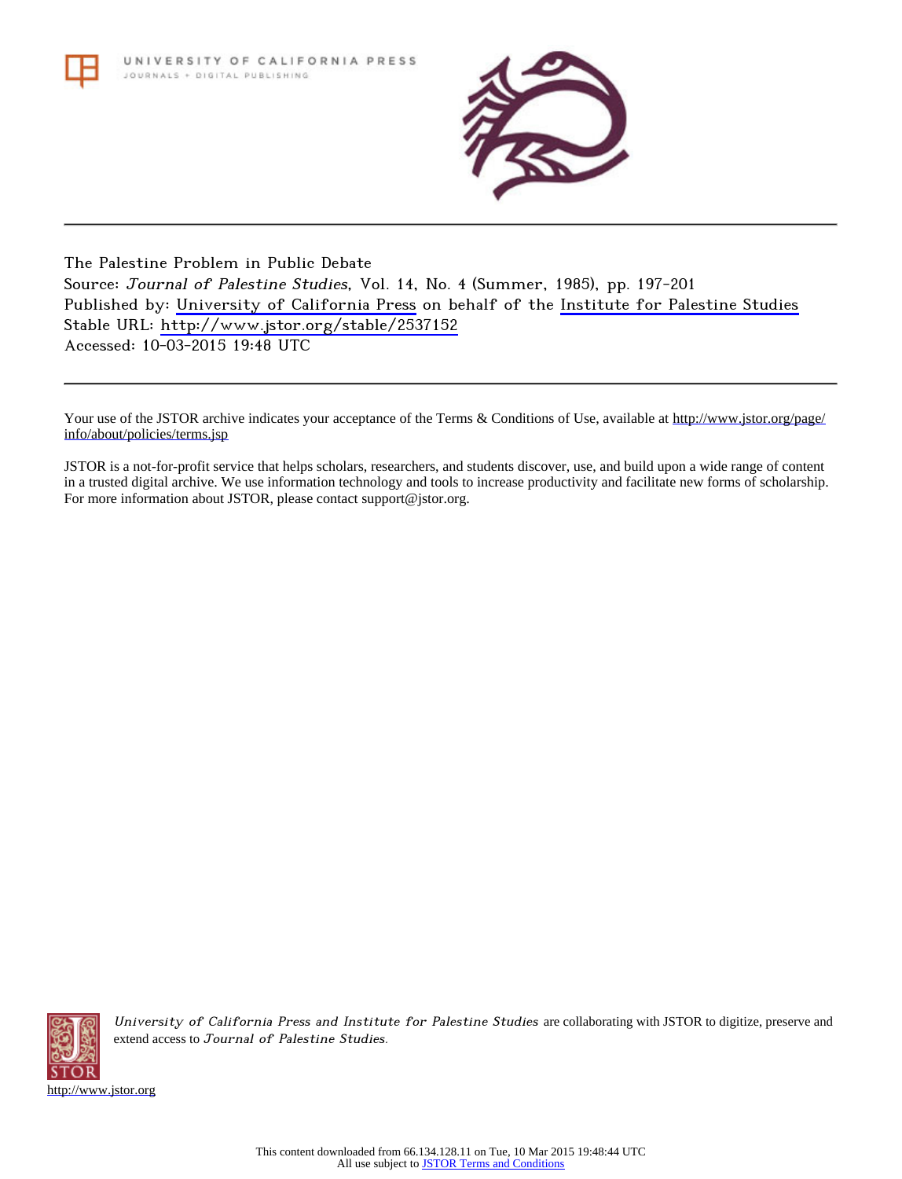UNIVERSITY OF CALIFORNIA PRESS
JOURNALS + DIGITAL PUBLISHING

The Palestine Problem in Public Debate
Source: *Journal of Palestine Studies*, Vol. 14, No. 4 (Summer, 1985), pp. 197-201
Published by: University of California Press on behalf of the Institute for Palestine Studies
Stable URL: http://www.jstor.org/stable/2537152
Accessed: 10-03-2015 19:48 UTC

Your use of the JSTOR archive indicates your acceptance of the Terms & Conditions of Use, available at http://www.jstor.org/page/info/about/policies/terms.jsp

JSTOR is a not-for-profit service that helps scholars, researchers, and students discover, use, and build upon a wide range of content in a trusted digital archive. We use information technology and tools to increase productivity and facilitate new forms of scholarship. For more information about JSTOR, please contact support@jstor.org.

*University of California Press and Institute for Palestine Studies* are collaborating with JSTOR to digitize, preserve and extend access to *Journal of Palestine Studies*.

http://www.jstor.org

This content downloaded from 66.134.128.11 on Tue, 10 Mar 2015 19:48:44 UTC
All use subject to JSTOR Terms and Conditions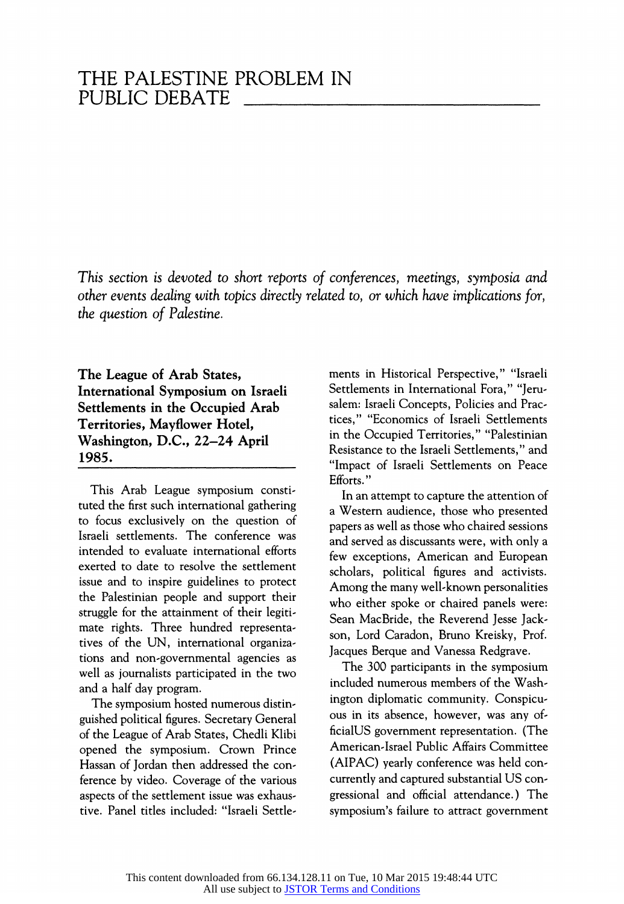# THE PALESTINE PROBLEM IN PUBLIC DEBATE

*This section is devoted to short reports of conferences, meetings, symposia and other events dealing with topics directly related to, or which have implications for, the question of Palestine.*

### The League of Arab States, International Symposium on Israeli Settlements in the Occupied Arab Territories, Mayflower Hotel, Washington, D.C., 22–24 April 1985.

This Arab League symposium constituted the first such international gathering to focus exclusively on the question of Israeli settlements. The conference was intended to evaluate international efforts exerted to date to resolve the settlement issue and to inspire guidelines to protect the Palestinian people and support their struggle for the attainment of their legitimate rights. Three hundred representatives of the UN, international organizations and non-governmental agencies as well as journalists participated in the two and a half day program.

The symposium hosted numerous distinguished political figures. Secretary General of the League of Arab States, Chedli Klibi opened the symposium. Crown Prince Hassan of Jordan then addressed the conference by video. Coverage of the various aspects of the settlement issue was exhaustive. Panel titles included: "Israeli Settlements in Historical Perspective," "Israeli Settlements in International Fora," "Jerusalem: Israeli Concepts, Policies and Practices," "Economics of Israeli Settlements in the Occupied Territories," "Palestinian Resistance to the Israeli Settlements," and "Impact of Israeli Settlements on Peace Efforts."

In an attempt to capture the attention of a Western audience, those who presented papers as well as those who chaired sessions and served as discussants were, with only a few exceptions, American and European scholars, political figures and activists. Among the many well-known personalities who either spoke or chaired panels were: Sean MacBride, the Reverend Jesse Jackson, Lord Caradon, Bruno Kreisky, Prof. Jacques Berque and Vanessa Redgrave.

The 300 participants in the symposium included numerous members of the Washington diplomatic community. Conspicuous in its absence, however, was any officialUS government representation. (The American-Israel Public Affairs Committee (AIPAC) yearly conference was held concurrently and captured substantial US congressional and official attendance.) The symposium's failure to attract government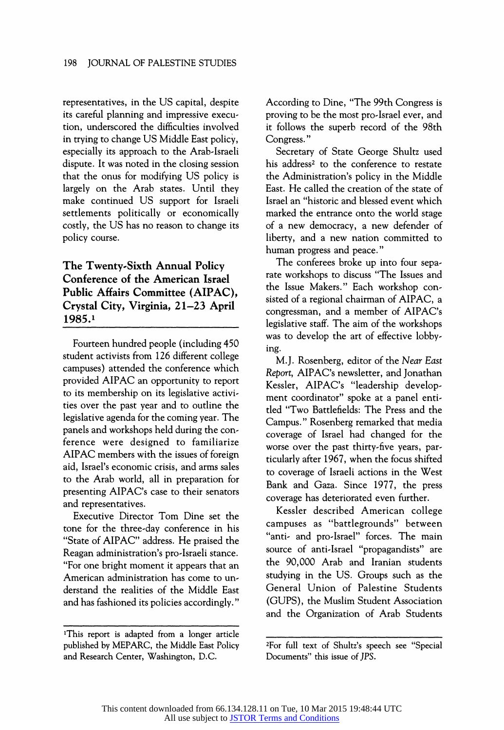representatives, in the US capital, despite its careful planning and impressive execution, underscored the difficulties involved in trying to change US Middle East policy, especially its approach to the Arab-Israeli dispute. It was noted in the closing session that the onus for modifying US policy is largely on the Arab states. Until they make continued US support for Israeli settlements politically or economically costly, the US has no reason to change its policy course.

## The Twenty-Sixth Annual Policy Conference of the American Israel Public Affairs Committee (AIPAC), Crystal City, Virginia, 21–23 April 1985.[1]

Fourteen hundred people (including 450 student activists from 126 different college campuses) attended the conference which provided AIPAC an opportunity to report to its membership on its legislative activities over the past year and to outline the legislative agenda for the coming year. The panels and workshops held during the conference were designed to familiarize AIPAC members with the issues of foreign aid, Israel's economic crisis, and arms sales to the Arab world, all in preparation for presenting AIPAC's case to their senators and representatives.

Executive Director Tom Dine set the tone for the three-day conference in his "State of AIPAC" address. He praised the Reagan administration's pro-Israeli stance. "For one bright moment it appears that an American administration has come to understand the realities of the Middle East and has fashioned its policies accordingly." According to Dine, "The 99th Congress is proving to be the most pro-Israel ever, and it follows the superb record of the 98th Congress."

Secretary of State George Shultz used his address[2] to the conference to restate the Administration's policy in the Middle East. He called the creation of the state of Israel an "historic and blessed event which marked the entrance onto the world stage of a new democracy, a new defender of liberty, and a new nation committed to human progress and peace."

The conferees broke up into four separate workshops to discuss "The Issues and the Issue Makers." Each workshop consisted of a regional chairman of AIPAC, a congressman, and a member of AIPAC's legislative staff. The aim of the workshops was to develop the art of effective lobbying.

M.J. Rosenberg, editor of the *Near East Report*, AIPAC's newsletter, and Jonathan Kessler, AIPAC's "leadership development coordinator" spoke at a panel entitled "Two Battlefields: The Press and the Campus." Rosenberg remarked that media coverage of Israel had changed for the worse over the past thirty-five years, particularly after 1967, when the focus shifted to coverage of Israeli actions in the West Bank and Gaza. Since 1977, the press coverage has deteriorated even further.

Kessler described American college campuses as "battlegrounds" between "anti- and pro-Israel" forces. The main source of anti-Israel "propagandists" are the 90,000 Arab and Iranian students studying in the US. Groups such as the General Union of Palestine Students (GUPS), the Muslim Student Association and the Organization of Arab Students

[1]This report is adapted from a longer article published by MEPARC, the Middle East Policy and Research Center, Washington, D.C.

[2]For full text of Shultz's speech see "Special Documents" this issue of *JPS*.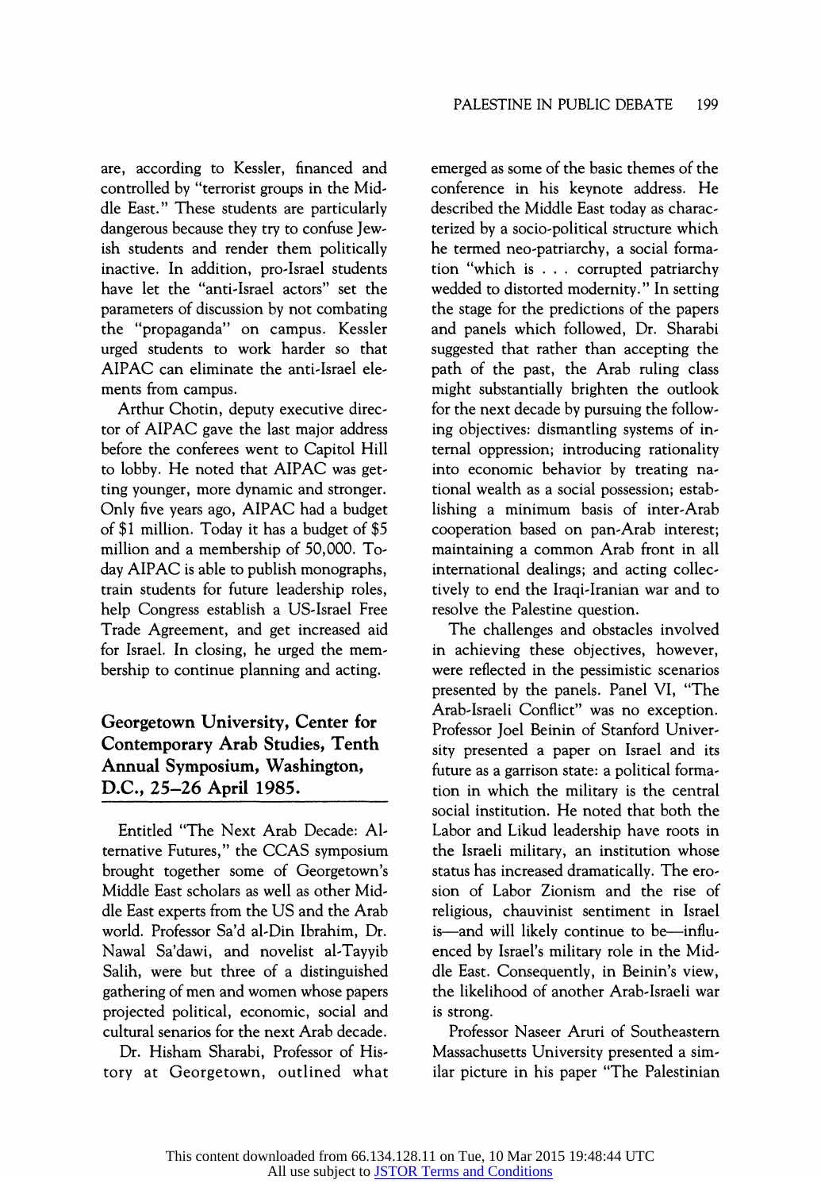are, according to Kessler, financed and controlled by "terrorist groups in the Middle East." These students are particularly dangerous because they try to confuse Jewish students and render them politically inactive. In addition, pro-Israel students have let the "anti-Israel actors" set the parameters of discussion by not combating the "propaganda" on campus. Kessler urged students to work harder so that AIPAC can eliminate the anti-Israel elements from campus.

Arthur Chotin, deputy executive director of AIPAC gave the last major address before the conferees went to Capitol Hill to lobby. He noted that AIPAC was getting younger, more dynamic and stronger. Only five years ago, AIPAC had a budget of $1 million. Today it has a budget of $5 million and a membership of 50,000. Today AIPAC is able to publish monographs, train students for future leadership roles, help Congress establish a US-Israel Free Trade Agreement, and get increased aid for Israel. In closing, he urged the membership to continue planning and acting.

## Georgetown University, Center for Contemporary Arab Studies, Tenth Annual Symposium, Washington, D.C., 25–26 April 1985.

Entitled "The Next Arab Decade: Alternative Futures," the CCAS symposium brought together some of Georgetown's Middle East scholars as well as other Middle East experts from the US and the Arab world. Professor Sa'd al-Din Ibrahim, Dr. Nawal Sa'dawi, and novelist al-Tayyib Salih, were but three of a distinguished gathering of men and women whose papers projected political, economic, social and cultural senarios for the next Arab decade.

Dr. Hisham Sharabi, Professor of History at Georgetown, outlined what emerged as some of the basic themes of the conference in his keynote address. He described the Middle East today as characterized by a socio-political structure which he termed neo-patriarchy, a social formation "which is . . . corrupted patriarchy wedded to distorted modernity." In setting the stage for the predictions of the papers and panels which followed, Dr. Sharabi suggested that rather than accepting the path of the past, the Arab ruling class might substantially brighten the outlook for the next decade by pursuing the following objectives: dismantling systems of internal oppression; introducing rationality into economic behavior by treating national wealth as a social possession; establishing a minimum basis of inter-Arab cooperation based on pan-Arab interest; maintaining a common Arab front in all international dealings; and acting collectively to end the Iraqi-Iranian war and to resolve the Palestine question.

The challenges and obstacles involved in achieving these objectives, however, were reflected in the pessimistic scenarios presented by the panels. Panel VI, "The Arab-Israeli Conflict" was no exception. Professor Joel Beinin of Stanford University presented a paper on Israel and its future as a garrison state: a political formation in which the military is the central social institution. He noted that both the Labor and Likud leadership have roots in the Israeli military, an institution whose status has increased dramatically. The erosion of Labor Zionism and the rise of religious, chauvinist sentiment in Israel is—and will likely continue to be—influenced by Israel's military role in the Middle East. Consequently, in Beinin's view, the likelihood of another Arab-Israeli war is strong.

Professor Naseer Aruri of Southeastern Massachusetts University presented a similar picture in his paper "The Palestinian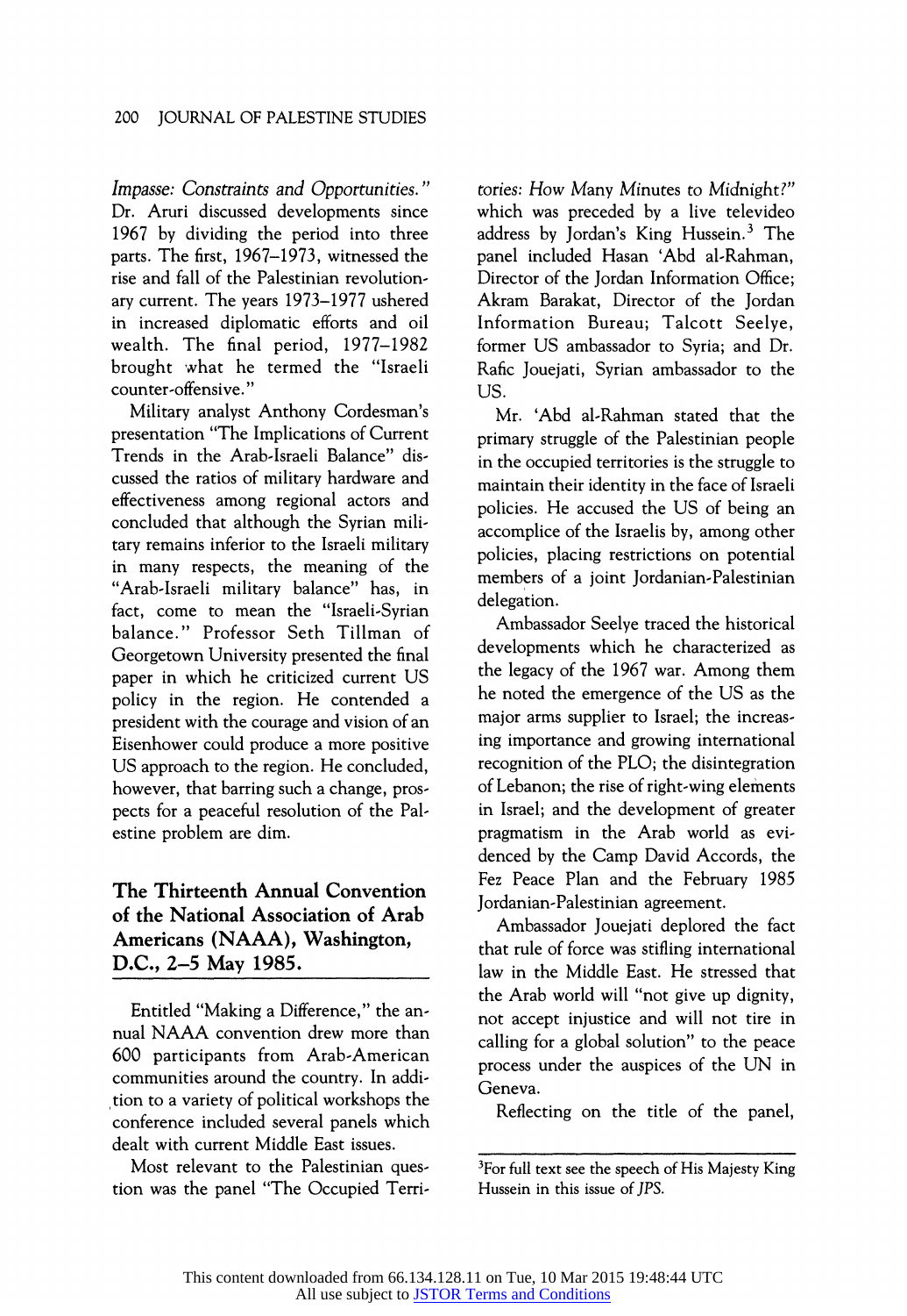*Impasse: Constraints and Opportunities."* Dr. Aruri discussed developments since 1967 by dividing the period into three parts. The first, 1967–1973, witnessed the rise and fall of the Palestinian revolutionary current. The years 1973–1977 ushered in increased diplomatic efforts and oil wealth. The final period, 1977–1982 brought what he termed the "Israeli counter-offensive."

Military analyst Anthony Cordesman's presentation "The Implications of Current Trends in the Arab-Israeli Balance" discussed the ratios of military hardware and effectiveness among regional actors and concluded that although the Syrian military remains inferior to the Israeli military in many respects, the meaning of the "Arab-Israeli military balance" has, in fact, come to mean the "Israeli-Syrian balance." Professor Seth Tillman of Georgetown University presented the final paper in which he criticized current US policy in the region. He contended a president with the courage and vision of an Eisenhower could produce a more positive US approach to the region. He concluded, however, that barring such a change, prospects for a peaceful resolution of the Palestine problem are dim.

## The Thirteenth Annual Convention of the National Association of Arab Americans (NAAA), Washington, D.C., 2–5 May 1985.

Entitled "Making a Difference," the annual NAAA convention drew more than 600 participants from Arab-American communities around the country. In addition to a variety of political workshops the conference included several panels which dealt with current Middle East issues.

Most relevant to the Palestinian question was the panel "The Occupied Territories: How Many Minutes to Midnight?" which was preceded by a live televideo address by Jordan's King Hussein.[3] The panel included Hasan 'Abd al-Rahman, Director of the Jordan Information Office; Akram Barakat, Director of the Jordan Information Bureau; Talcott Seelye, former US ambassador to Syria; and Dr. Rafic Jouejati, Syrian ambassador to the US.

Mr. 'Abd al-Rahman stated that the primary struggle of the Palestinian people in the occupied territories is the struggle to maintain their identity in the face of Israeli policies. He accused the US of being an accomplice of the Israelis by, among other policies, placing restrictions on potential members of a joint Jordanian-Palestinian delegation.

Ambassador Seelye traced the historical developments which he characterized as the legacy of the 1967 war. Among them he noted the emergence of the US as the major arms supplier to Israel; the increasing importance and growing international recognition of the PLO; the disintegration of Lebanon; the rise of right-wing elements in Israel; and the development of greater pragmatism in the Arab world as evidenced by the Camp David Accords, the Fez Peace Plan and the February 1985 Jordanian-Palestinian agreement.

Ambassador Jouejati deplored the fact that rule of force was stifling international law in the Middle East. He stressed that the Arab world will "not give up dignity, not accept injustice and will not tire in calling for a global solution" to the peace process under the auspices of the UN in Geneva.

Reflecting on the title of the panel,

---

[3]For full text see the speech of His Majesty King Hussein in this issue of *JPS*.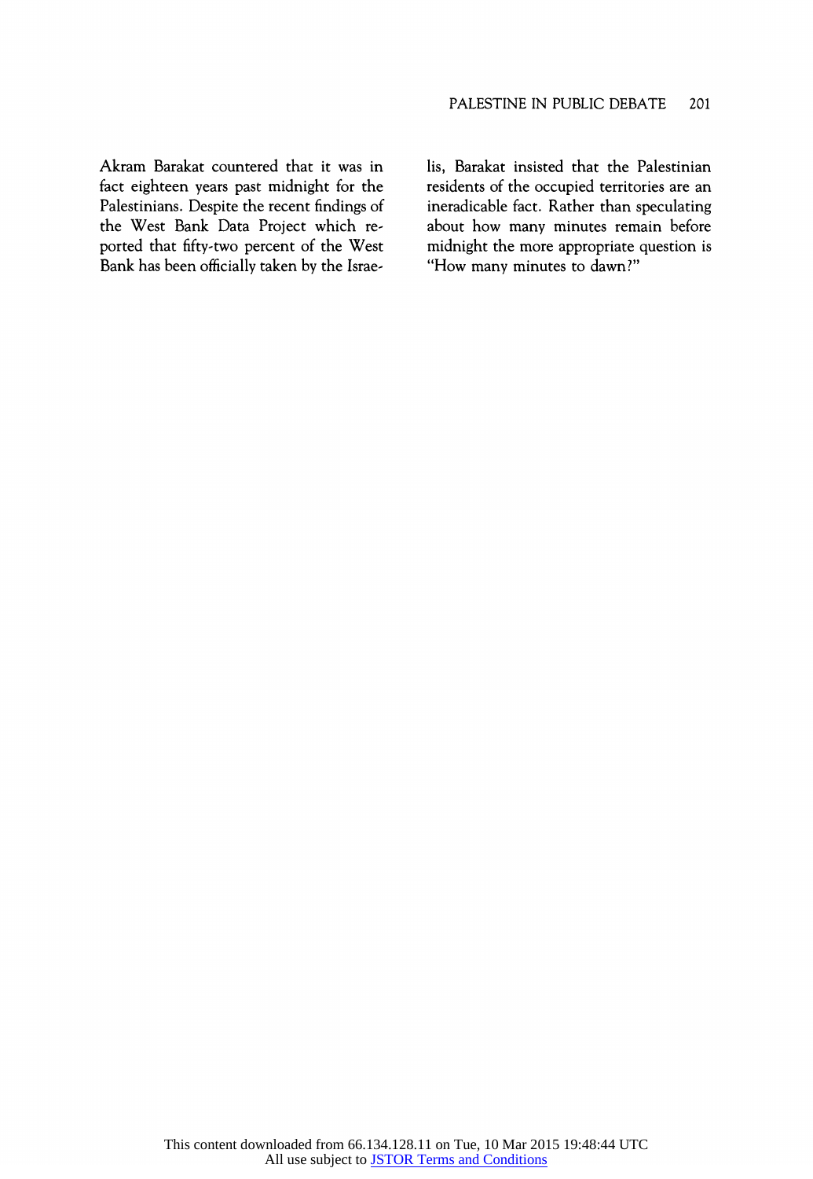Akram Barakat countered that it was in fact eighteen years past midnight for the Palestinians. Despite the recent findings of the West Bank Data Project which reported that fifty-two percent of the West Bank has been officially taken by the Israelis, Barakat insisted that the Palestinian residents of the occupied territories are an ineradicable fact. Rather than speculating about how many minutes remain before midnight the more appropriate question is "How many minutes to dawn?"